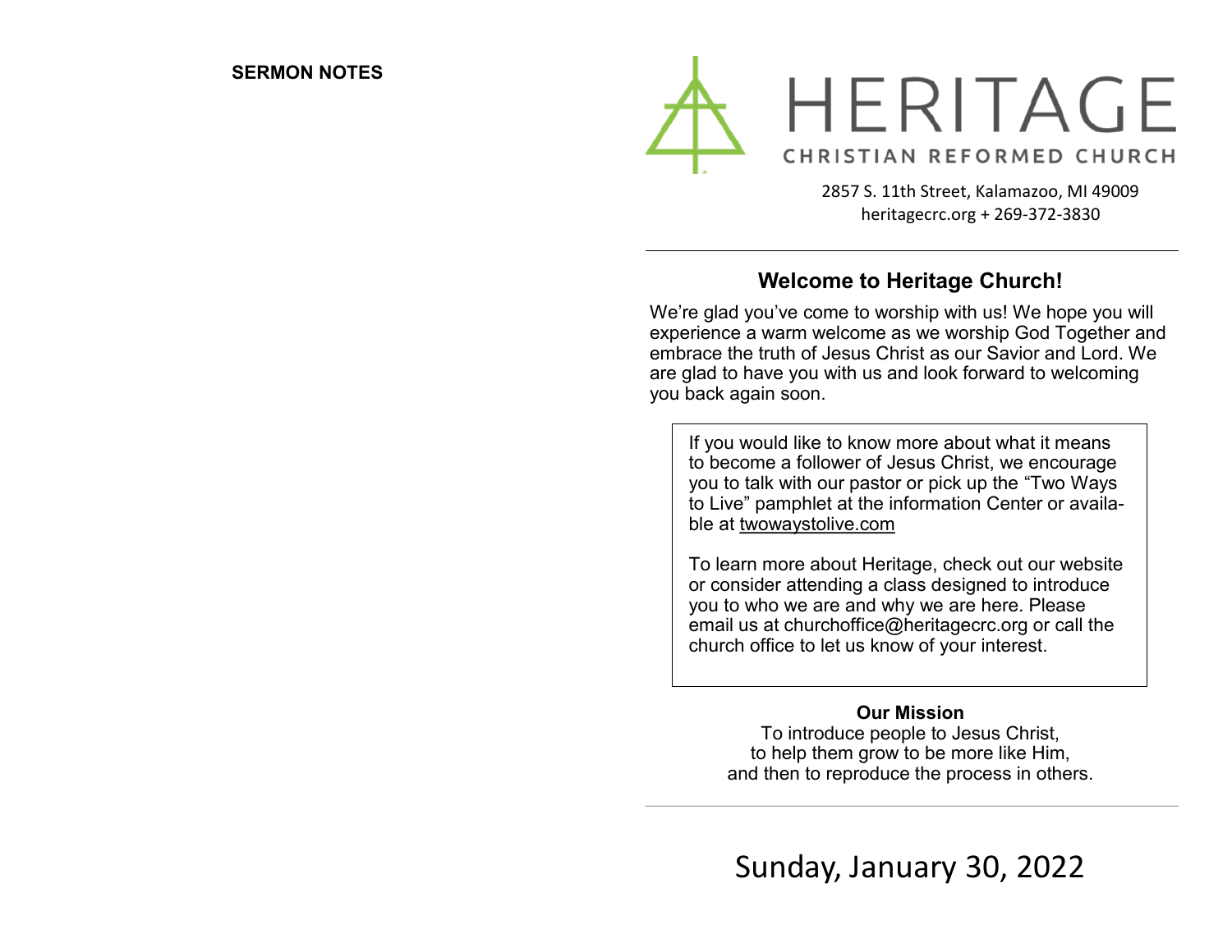**SERMON NOTES**

# HERITAGE

CHRISTIAN REFORMED CHURCH

2857 S. 11th Street, Kalamazoo, MI 49009
heritagecrc.org + 269-372-3830

---

## Welcome to Heritage Church!

We're glad you've come to worship with us! We hope you will experience a warm welcome as we worship God Together and embrace the truth of Jesus Christ as our Savior and Lord. We are glad to have you with us and look forward to welcoming you back again soon.

If you would like to know more about what it means to become a follower of Jesus Christ, we encourage you to talk with our pastor or pick up the "Two Ways to Live" pamphlet at the information Center or available at twowaystolive.com

To learn more about Heritage, check out our website or consider attending a class designed to introduce you to who we are and why we are here. Please email us at churchoffice@heritagecrc.org or call the church office to let us know of your interest.

**Our Mission**

To introduce people to Jesus Christ,
to help them grow to be more like Him,
and then to reproduce the process in others.

---

Sunday, January 30, 2022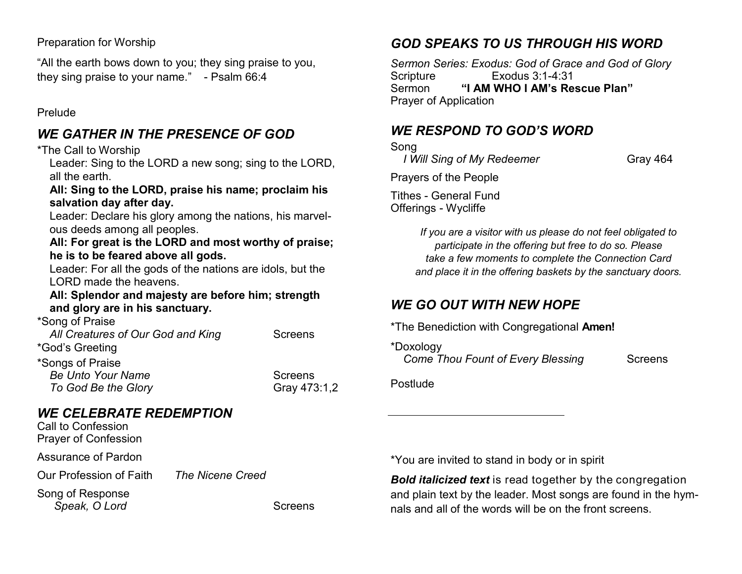Preparation for Worship

"All the earth bows down to you; they sing praise to you, they sing praise to your name." - Psalm 66:4

Prelude

## *WE GATHER IN THE PRESENCE OF GOD*

*The Call to Worship

Leader: Sing to the LORD a new song; sing to the LORD, all the earth.

**All: Sing to the LORD, praise his name; proclaim his salvation day after day.**

Leader: Declare his glory among the nations, his marvelous deeds among all peoples.

**All: For great is the LORD and most worthy of praise; he is to be feared above all gods.**

Leader: For all the gods of the nations are idols, but the LORD made the heavens.

**All: Splendor and majesty are before him; strength and glory are in his sanctuary.**

*Song of Praise
*All Creatures of Our God and King* Screens

*God's Greeting

*Songs of Praise
*Be Unto Your Name* Screens
*To God Be the Glory* Gray 473:1,2

## *WE CELEBRATE REDEMPTION*

Call to Confession
Prayer of Confession

Assurance of Pardon

Our Profession of Faith *The Nicene Creed*

Song of Response
*Speak, O Lord* Screens

## *GOD SPEAKS TO US THROUGH HIS WORD*

*Sermon Series: Exodus: God of Grace and God of Glory*
Scripture Exodus 3:1-4:31
Sermon **"I AM WHO I AM's Rescue Plan"**
Prayer of Application

## *WE RESPOND TO GOD'S WORD*

Song
*I Will Sing of My Redeemer* Gray 464

Prayers of the People

Tithes - General Fund
Offerings - Wycliffe

*If you are a visitor with us please do not feel obligated to participate in the offering but free to do so. Please take a few moments to complete the Connection Card and place it in the offering baskets by the sanctuary doors.*

## *WE GO OUT WITH NEW HOPE*

*The Benediction with Congregational **Amen!**

*Doxology
*Come Thou Fount of Every Blessing* Screens

Postlude

---

*You are invited to stand in body or in spirit

***Bold italicized text*** is read together by the congregation and plain text by the leader. Most songs are found in the hymnals and all of the words will be on the front screens.